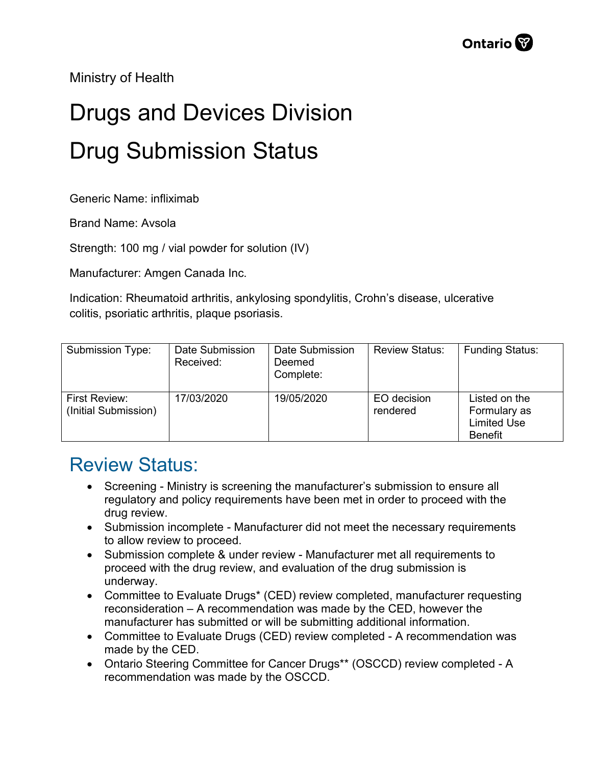Ministry of Health

# Drugs and Devices Division

# Drug Submission Status

Generic Name: infliximab

Brand Name: Avsola

Strength: 100 mg / vial powder for solution (IV)

Manufacturer: Amgen Canada Inc.

Indication: Rheumatoid arthritis, ankylosing spondylitis, Crohn's disease, ulcerative colitis, psoriatic arthritis, plaque psoriasis.

| Submission Type: | Date Submission Received: | Date Submission Deemed Complete: | Review Status: | Funding Status: |
|---|---|---|---|---|
| First Review: (Initial Submission) | 17/03/2020 | 19/05/2020 | EO decision rendered | Listed on the Formulary as Limited Use Benefit |

## Review Status:

- Screening - Ministry is screening the manufacturer's submission to ensure all regulatory and policy requirements have been met in order to proceed with the drug review.
- Submission incomplete - Manufacturer did not meet the necessary requirements to allow review to proceed.
- Submission complete & under review - Manufacturer met all requirements to proceed with the drug review, and evaluation of the drug submission is underway.
- Committee to Evaluate Drugs* (CED) review completed, manufacturer requesting reconsideration – A recommendation was made by the CED, however the manufacturer has submitted or will be submitting additional information.
- Committee to Evaluate Drugs (CED) review completed - A recommendation was made by the CED.
- Ontario Steering Committee for Cancer Drugs** (OSCCD) review completed - A recommendation was made by the OSCCD.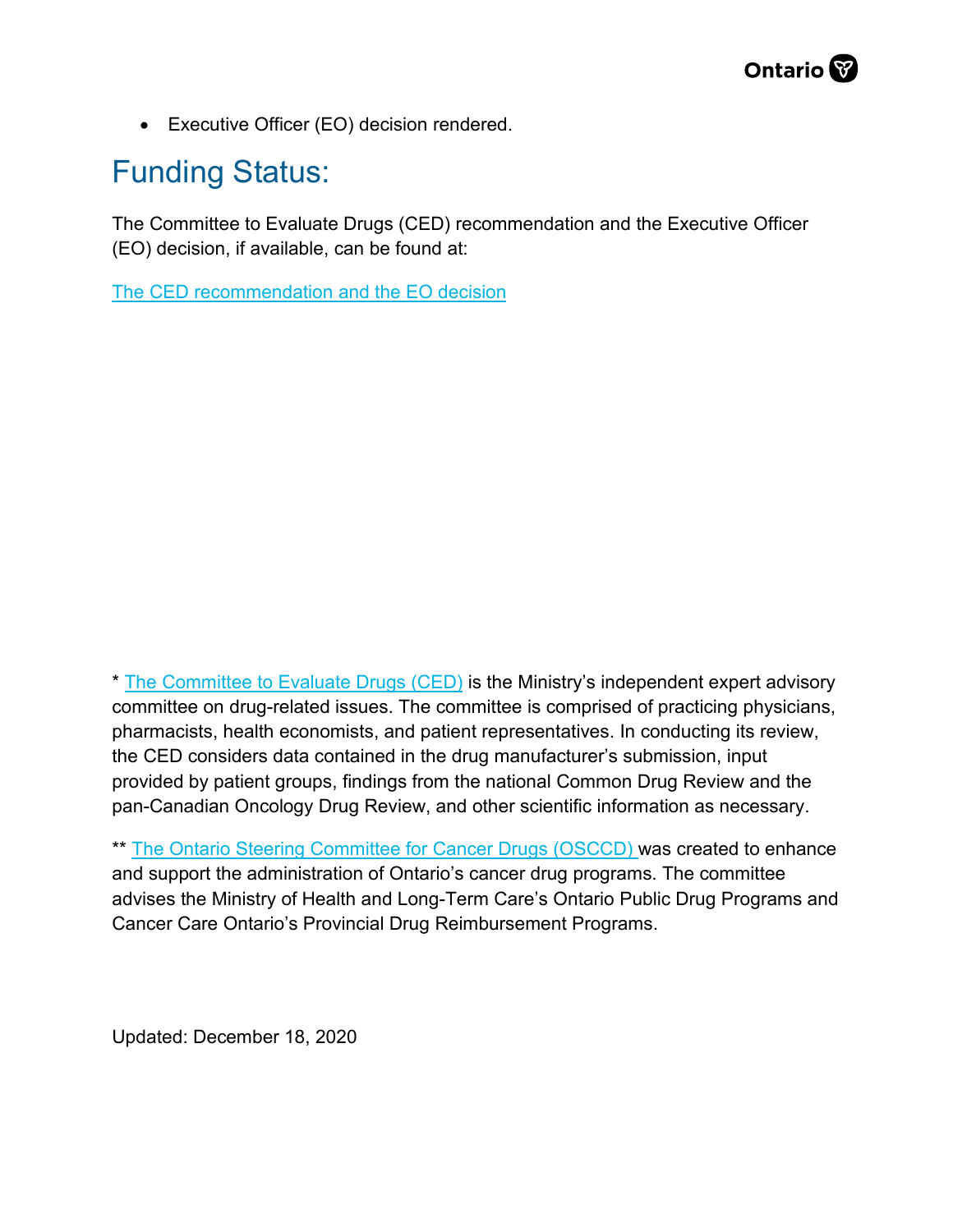- Executive Officer (EO) decision rendered.

## Funding Status:

The Committee to Evaluate Drugs (CED) recommendation and the Executive Officer (EO) decision, if available, can be found at:

[The CED recommendation and the EO decision]

* [The Committee to Evaluate Drugs (CED)] is the Ministry's independent expert advisory committee on drug-related issues. The committee is comprised of practicing physicians, pharmacists, health economists, and patient representatives. In conducting its review, the CED considers data contained in the drug manufacturer's submission, input provided by patient groups, findings from the national Common Drug Review and the pan-Canadian Oncology Drug Review, and other scientific information as necessary.

** [The Ontario Steering Committee for Cancer Drugs (OSCCD)] was created to enhance and support the administration of Ontario's cancer drug programs. The committee advises the Ministry of Health and Long-Term Care's Ontario Public Drug Programs and Cancer Care Ontario's Provincial Drug Reimbursement Programs.

Updated: December 18, 2020